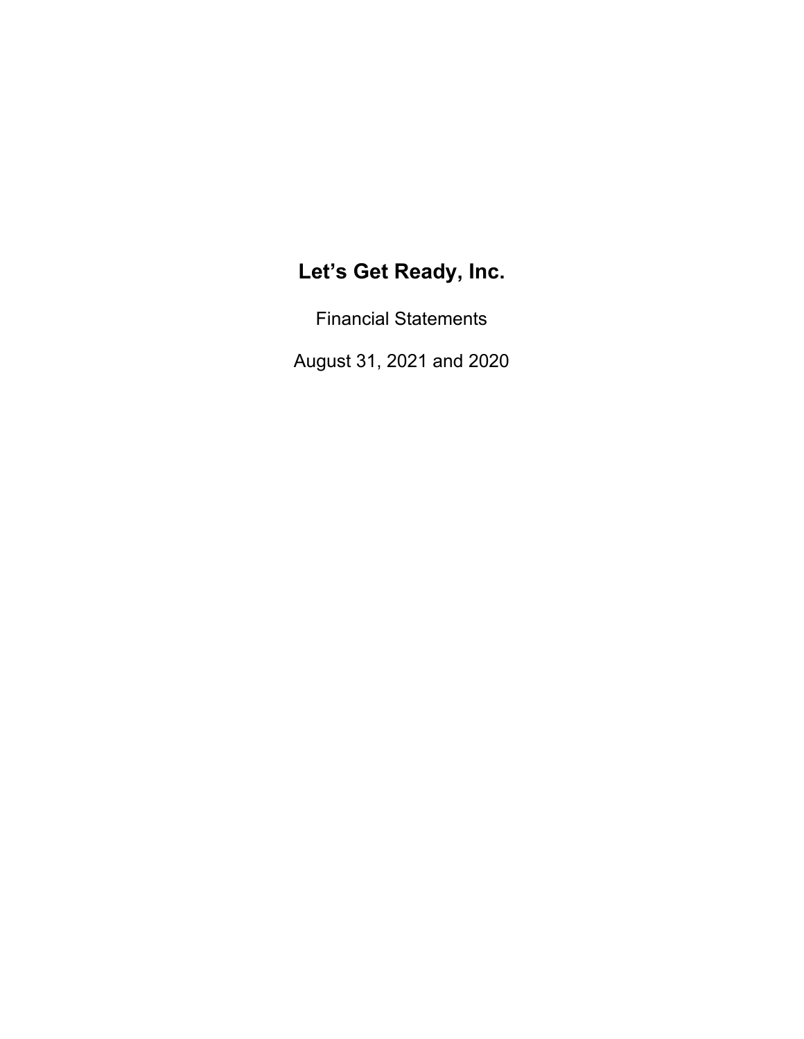# Let's Get Ready, Inc.

Financial Statements

August 31, 2021 and 2020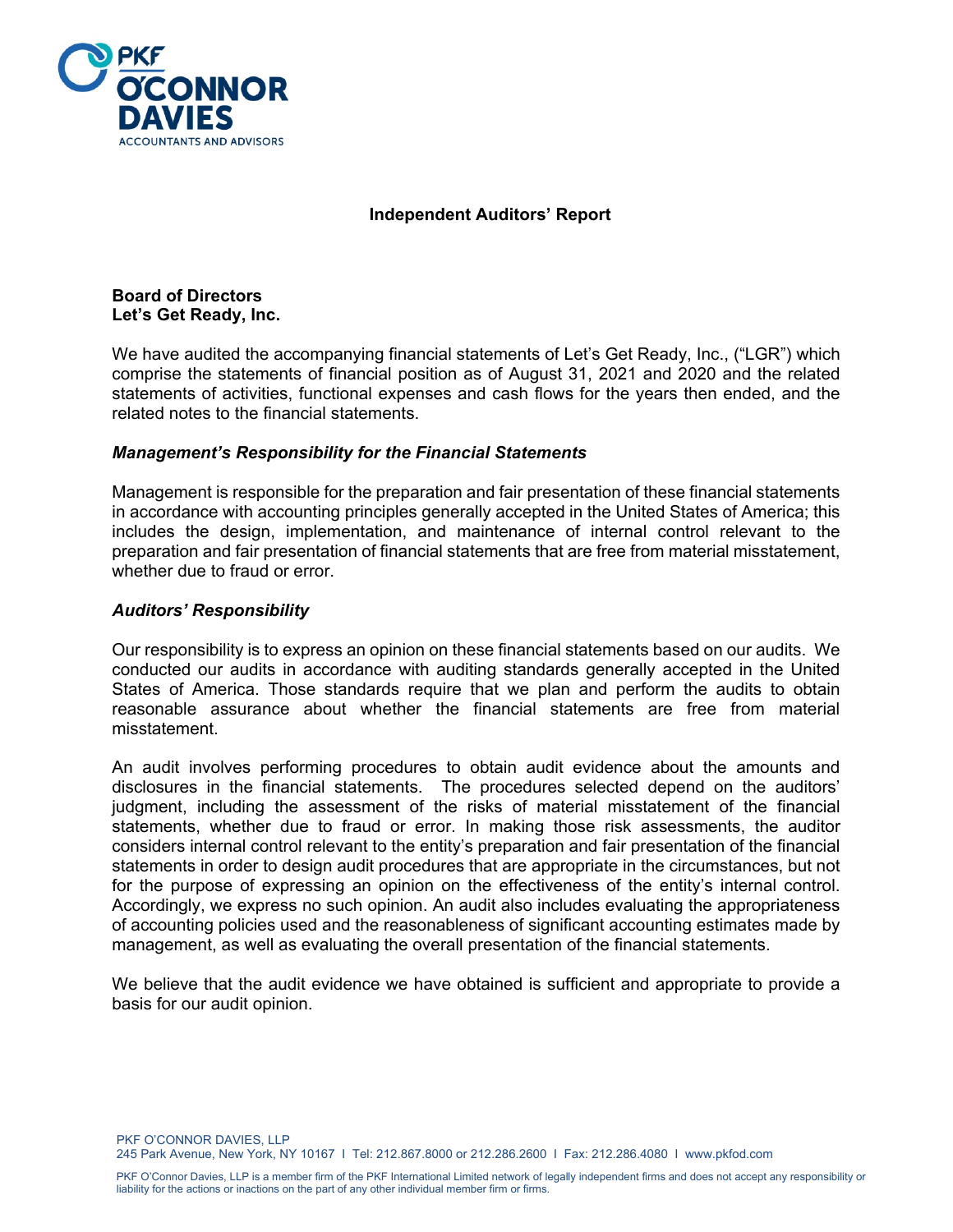# Independent Auditors' Report

**Board of Directors**
**Let's Get Ready, Inc.**

We have audited the accompanying financial statements of Let's Get Ready, Inc., ("LGR") which comprise the statements of financial position as of August 31, 2021 and 2020 and the related statements of activities, functional expenses and cash flows for the years then ended, and the related notes to the financial statements.

### *Management's Responsibility for the Financial Statements*

Management is responsible for the preparation and fair presentation of these financial statements in accordance with accounting principles generally accepted in the United States of America; this includes the design, implementation, and maintenance of internal control relevant to the preparation and fair presentation of financial statements that are free from material misstatement, whether due to fraud or error.

### *Auditors' Responsibility*

Our responsibility is to express an opinion on these financial statements based on our audits. We conducted our audits in accordance with auditing standards generally accepted in the United States of America. Those standards require that we plan and perform the audits to obtain reasonable assurance about whether the financial statements are free from material misstatement.

An audit involves performing procedures to obtain audit evidence about the amounts and disclosures in the financial statements. The procedures selected depend on the auditors' judgment, including the assessment of the risks of material misstatement of the financial statements, whether due to fraud or error. In making those risk assessments, the auditor considers internal control relevant to the entity's preparation and fair presentation of the financial statements in order to design audit procedures that are appropriate in the circumstances, but not for the purpose of expressing an opinion on the effectiveness of the entity's internal control. Accordingly, we express no such opinion. An audit also includes evaluating the appropriateness of accounting policies used and the reasonableness of significant accounting estimates made by management, as well as evaluating the overall presentation of the financial statements.

We believe that the audit evidence we have obtained is sufficient and appropriate to provide a basis for our audit opinion.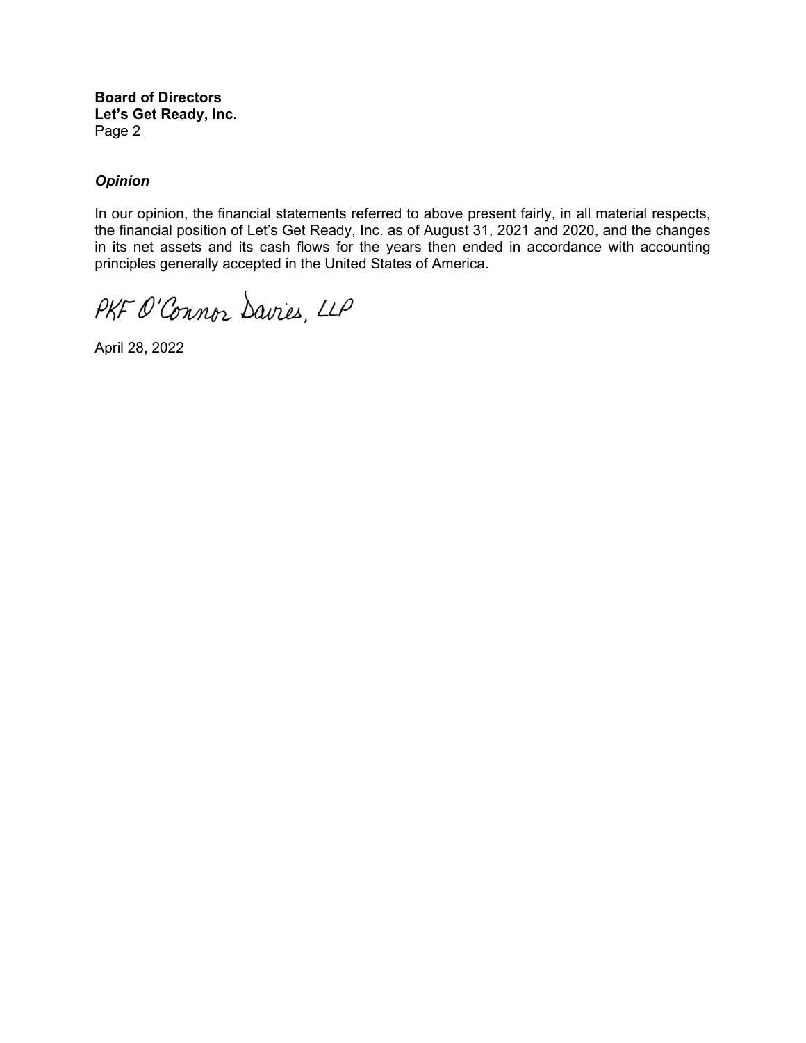**Board of Directors**
**Let's Get Ready, Inc.**
Page 2

***Opinion***

In our opinion, the financial statements referred to above present fairly, in all material respects, the financial position of Let's Get Ready, Inc. as of August 31, 2021 and 2020, and the changes in its net assets and its cash flows for the years then ended in accordance with accounting principles generally accepted in the United States of America.

PKF O'Connor Davies, LLP

April 28, 2022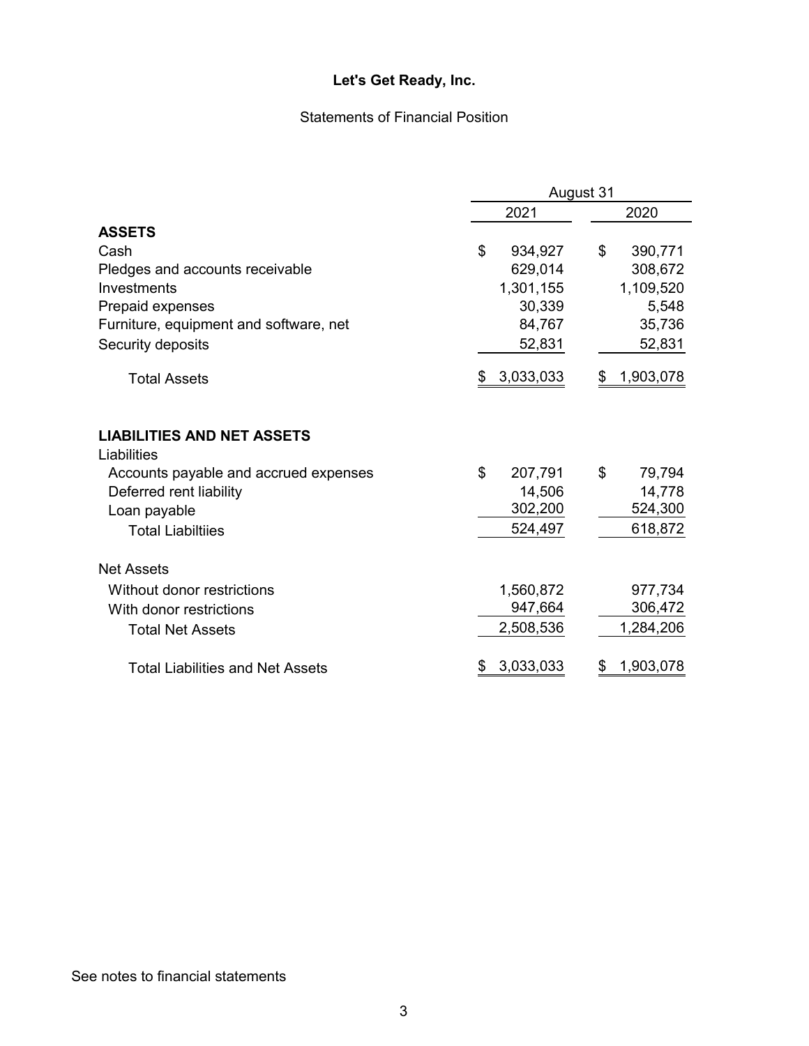# Let's Get Ready, Inc.

## Statements of Financial Position

| | August 31 | |
|---|---|---|
| | 2021 | 2020 |
| **ASSETS** | | |
| Cash | $ 934,927 | $ 390,771 |
| Pledges and accounts receivable | 629,014 | 308,672 |
| Investments | 1,301,155 | 1,109,520 |
| Prepaid expenses | 30,339 | 5,548 |
| Furniture, equipment and software, net | 84,767 | 35,736 |
| Security deposits | 52,831 | 52,831 |
| Total Assets | $ 3,033,033 | $ 1,903,078 |
| | | |
| **LIABILITIES AND NET ASSETS** | | |
| Liabilities | | |
| Accounts payable and accrued expenses | $ 207,791 | $ 79,794 |
| Deferred rent liability | 14,506 | 14,778 |
| Loan payable | 302,200 | 524,300 |
| Total Liabiltiies | 524,497 | 618,872 |
| | | |
| Net Assets | | |
| Without donor restrictions | 1,560,872 | 977,734 |
| With donor restrictions | 947,664 | 306,472 |
| Total Net Assets | 2,508,536 | 1,284,206 |
| | | |
| Total Liabilities and Net Assets | $ 3,033,033 | $ 1,903,078 |

See notes to financial statements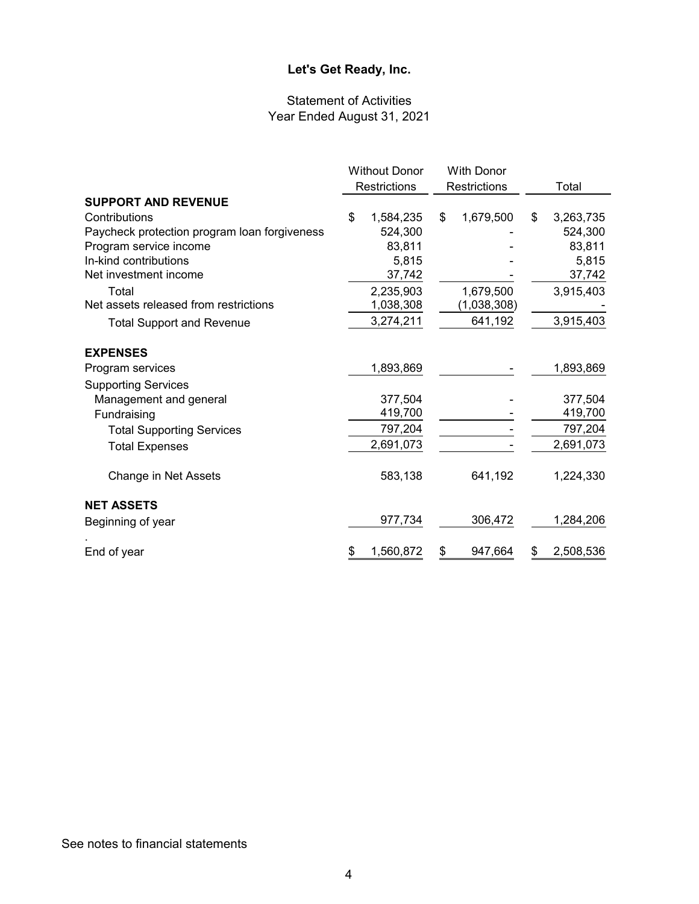# Let's Get Ready, Inc.

## Statement of Activities
Year Ended August 31, 2021

| | Without Donor Restrictions | With Donor Restrictions | Total |
|---|---|---|---|
| **SUPPORT AND REVENUE** | | | |
| Contributions | $ 1,584,235 | $ 1,679,500 | $ 3,263,735 |
| Paycheck protection program loan forgiveness | 524,300 | - | 524,300 |
| Program service income | 83,811 | - | 83,811 |
| In-kind contributions | 5,815 | - | 5,815 |
| Net investment income | 37,742 | - | 37,742 |
| Total | 2,235,903 | 1,679,500 | 3,915,403 |
| Net assets released from restrictions | 1,038,308 | (1,038,308) | - |
| Total Support and Revenue | 3,274,211 | 641,192 | 3,915,403 |
| **EXPENSES** | | | |
| Program services | 1,893,869 | - | 1,893,869 |
| Supporting Services | | | |
| Management and general | 377,504 | - | 377,504 |
| Fundraising | 419,700 | - | 419,700 |
| Total Supporting Services | 797,204 | - | 797,204 |
| Total Expenses | 2,691,073 | - | 2,691,073 |
| Change in Net Assets | 583,138 | 641,192 | 1,224,330 |
| **NET ASSETS** | | | |
| Beginning of year | 977,734 | 306,472 | 1,284,206 |
| End of year | $ 1,560,872 | $ 947,664 | $ 2,508,536 |

See notes to financial statements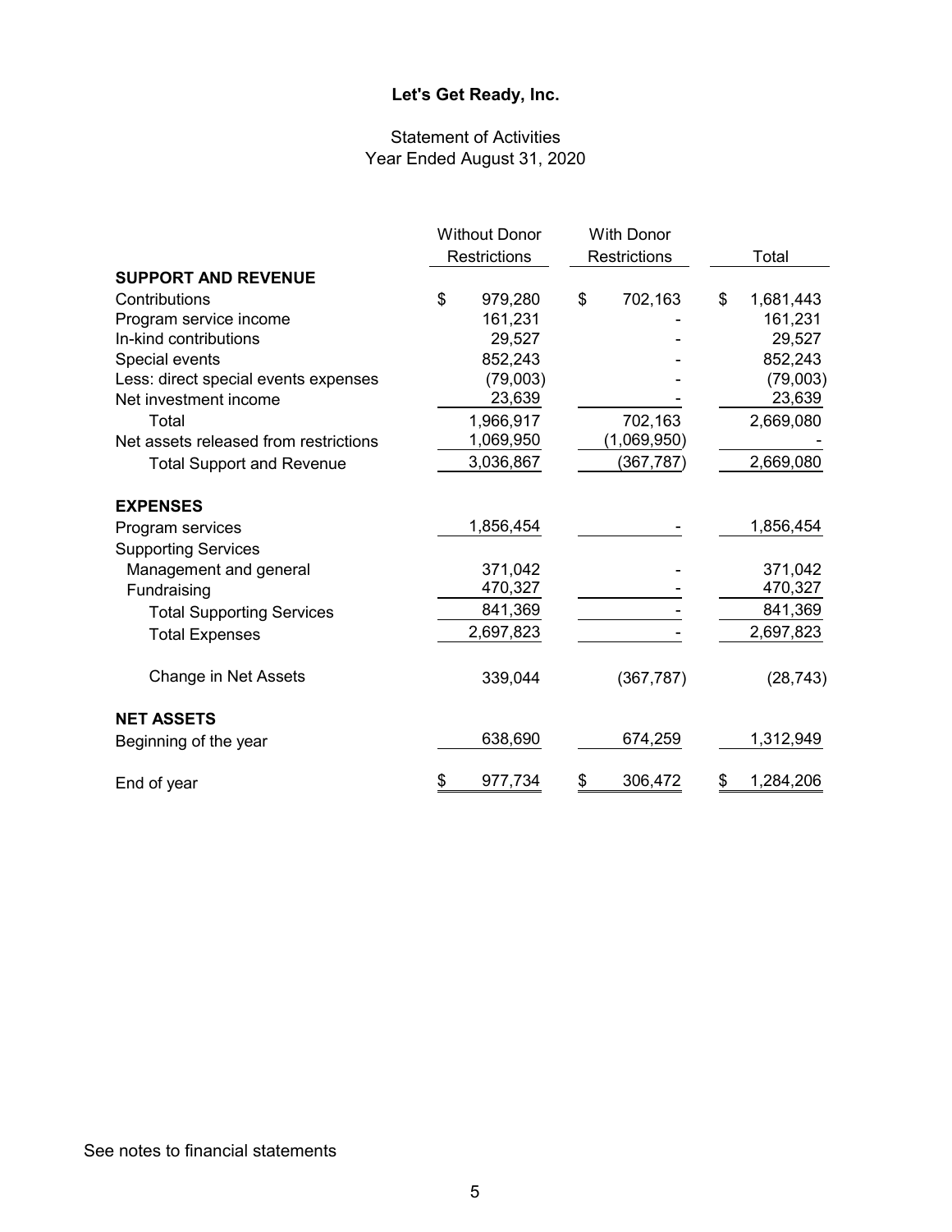# Let's Get Ready, Inc.

## Statement of Activities
Year Ended August 31, 2020

| | Without Donor Restrictions | With Donor Restrictions | Total |
|---|---|---|---|
| **SUPPORT AND REVENUE** | | | |
| Contributions | $ 979,280 | $ 702,163 | $ 1,681,443 |
| Program service income | 161,231 | - | 161,231 |
| In-kind contributions | 29,527 | - | 29,527 |
| Special events | 852,243 | - | 852,243 |
| Less: direct special events expenses | (79,003) | - | (79,003) |
| Net investment income | 23,639 | - | 23,639 |
| Total | 1,966,917 | 702,163 | 2,669,080 |
| Net assets released from restrictions | 1,069,950 | (1,069,950) | - |
| Total Support and Revenue | 3,036,867 | (367,787) | 2,669,080 |
| **EXPENSES** | | | |
| Program services | 1,856,454 | - | 1,856,454 |
| Supporting Services | | | |
| Management and general | 371,042 | - | 371,042 |
| Fundraising | 470,327 | - | 470,327 |
| Total Supporting Services | 841,369 | - | 841,369 |
| Total Expenses | 2,697,823 | - | 2,697,823 |
| Change in Net Assets | 339,044 | (367,787) | (28,743) |
| **NET ASSETS** | | | |
| Beginning of the year | 638,690 | 674,259 | 1,312,949 |
| End of year | $ 977,734 | $ 306,472 | $ 1,284,206 |

See notes to financial statements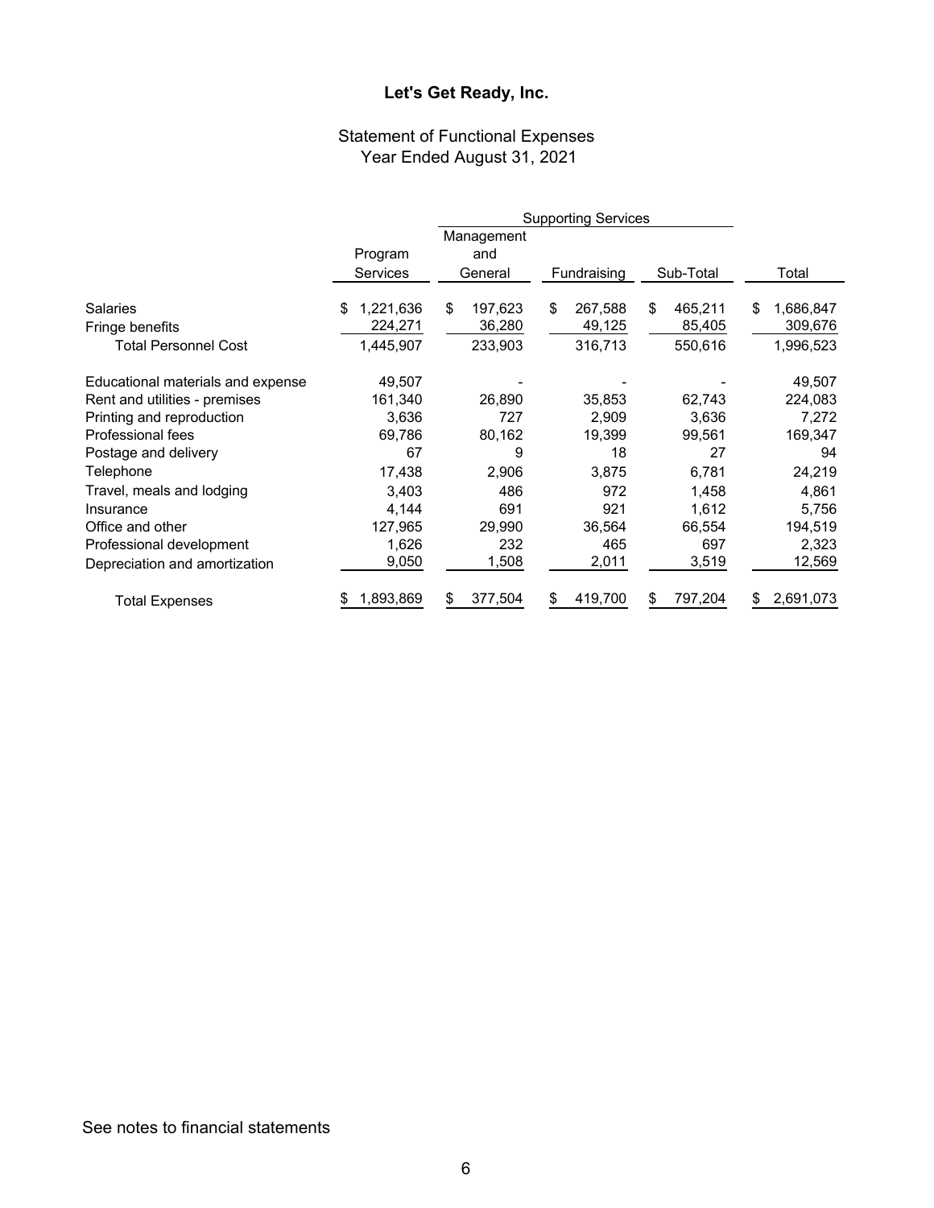**Let's Get Ready, Inc.**

Statement of Functional Expenses
Year Ended August 31, 2021

| | Program Services | Supporting Services | | | Total |
|---|---|---|---|---|---|
| | | Management and General | Fundraising | Sub-Total | |
| Salaries | $ 1,221,636 | $ 197,623 | $ 267,588 | $ 465,211 | $ 1,686,847 |
| Fringe benefits | 224,271 | 36,280 | 49,125 | 85,405 | 309,676 |
| Total Personnel Cost | 1,445,907 | 233,903 | 316,713 | 550,616 | 1,996,523 |
| Educational materials and expense | 49,507 | - | - | - | 49,507 |
| Rent and utilities - premises | 161,340 | 26,890 | 35,853 | 62,743 | 224,083 |
| Printing and reproduction | 3,636 | 727 | 2,909 | 3,636 | 7,272 |
| Professional fees | 69,786 | 80,162 | 19,399 | 99,561 | 169,347 |
| Postage and delivery | 67 | 9 | 18 | 27 | 94 |
| Telephone | 17,438 | 2,906 | 3,875 | 6,781 | 24,219 |
| Travel, meals and lodging | 3,403 | 486 | 972 | 1,458 | 4,861 |
| Insurance | 4,144 | 691 | 921 | 1,612 | 5,756 |
| Office and other | 127,965 | 29,990 | 36,564 | 66,554 | 194,519 |
| Professional development | 1,626 | 232 | 465 | 697 | 2,323 |
| Depreciation and amortization | 9,050 | 1,508 | 2,011 | 3,519 | 12,569 |
| Total Expenses | $ 1,893,869 | $ 377,504 | $ 419,700 | $ 797,204 | $ 2,691,073 |

See notes to financial statements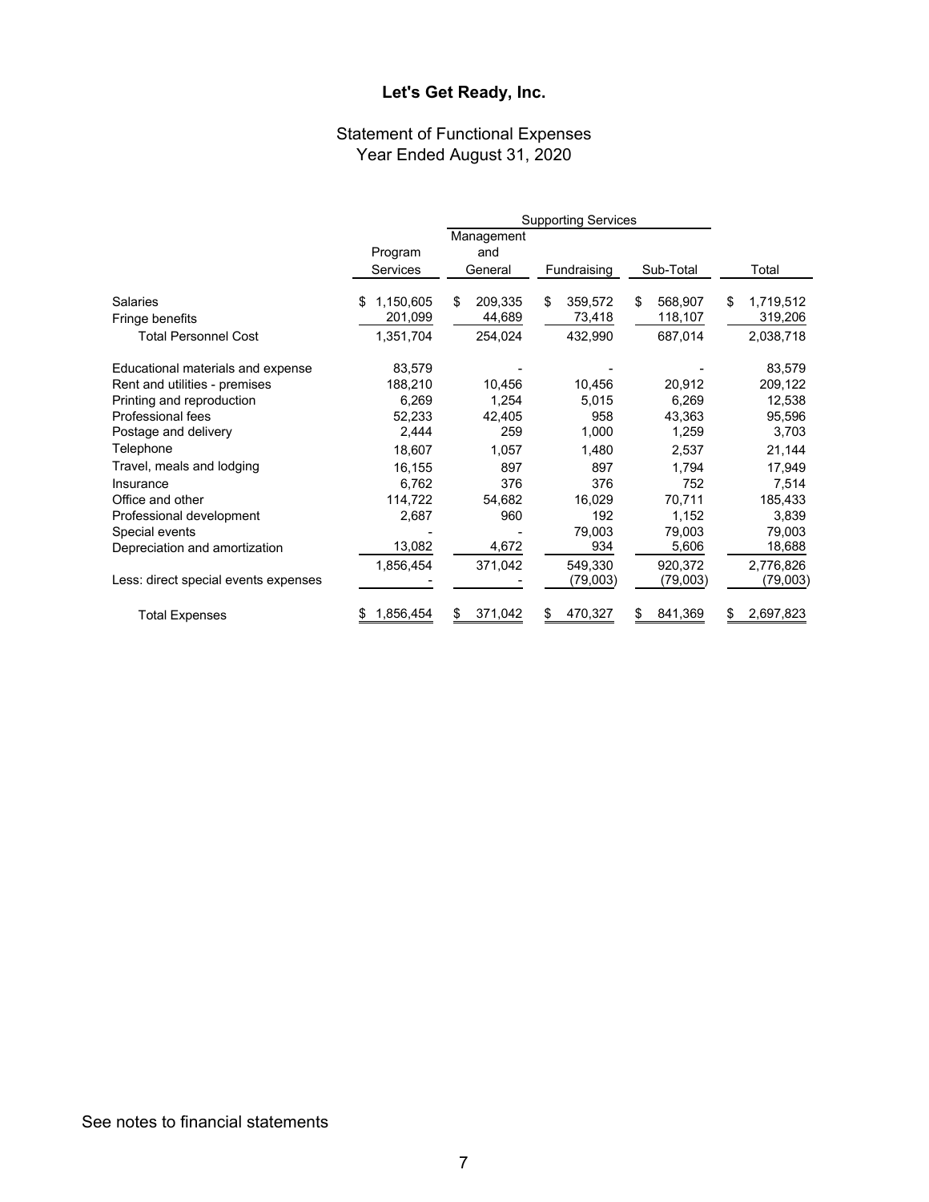# Let's Get Ready, Inc.

## Statement of Functional Expenses
## Year Ended August 31, 2020

| | Program Services | Supporting Services | | | Total |
|---|---|---|---|---|---|
| | | Management and General | Fundraising | Sub-Total | |
| Salaries | $ 1,150,605 | $ 209,335 | $ 359,572 | $ 568,907 | $ 1,719,512 |
| Fringe benefits | 201,099 | 44,689 | 73,418 | 118,107 | 319,206 |
| Total Personnel Cost | 1,351,704 | 254,024 | 432,990 | 687,014 | 2,038,718 |
| Educational materials and expense | 83,579 | - | - | - | 83,579 |
| Rent and utilities - premises | 188,210 | 10,456 | 10,456 | 20,912 | 209,122 |
| Printing and reproduction | 6,269 | 1,254 | 5,015 | 6,269 | 12,538 |
| Professional fees | 52,233 | 42,405 | 958 | 43,363 | 95,596 |
| Postage and delivery | 2,444 | 259 | 1,000 | 1,259 | 3,703 |
| Telephone | 18,607 | 1,057 | 1,480 | 2,537 | 21,144 |
| Travel, meals and lodging | 16,155 | 897 | 897 | 1,794 | 17,949 |
| Insurance | 6,762 | 376 | 376 | 752 | 7,514 |
| Office and other | 114,722 | 54,682 | 16,029 | 70,711 | 185,433 |
| Professional development | 2,687 | 960 | 192 | 1,152 | 3,839 |
| Special events | - | - | 79,003 | 79,003 | 79,003 |
| Depreciation and amortization | 13,082 | 4,672 | 934 | 5,606 | 18,688 |
| | 1,856,454 | 371,042 | 549,330 | 920,372 | 2,776,826 |
| Less: direct special events expenses | - | - | (79,003) | (79,003) | (79,003) |
| Total Expenses | $ 1,856,454 | $ 371,042 | $ 470,327 | $ 841,369 | $ 2,697,823 |

See notes to financial statements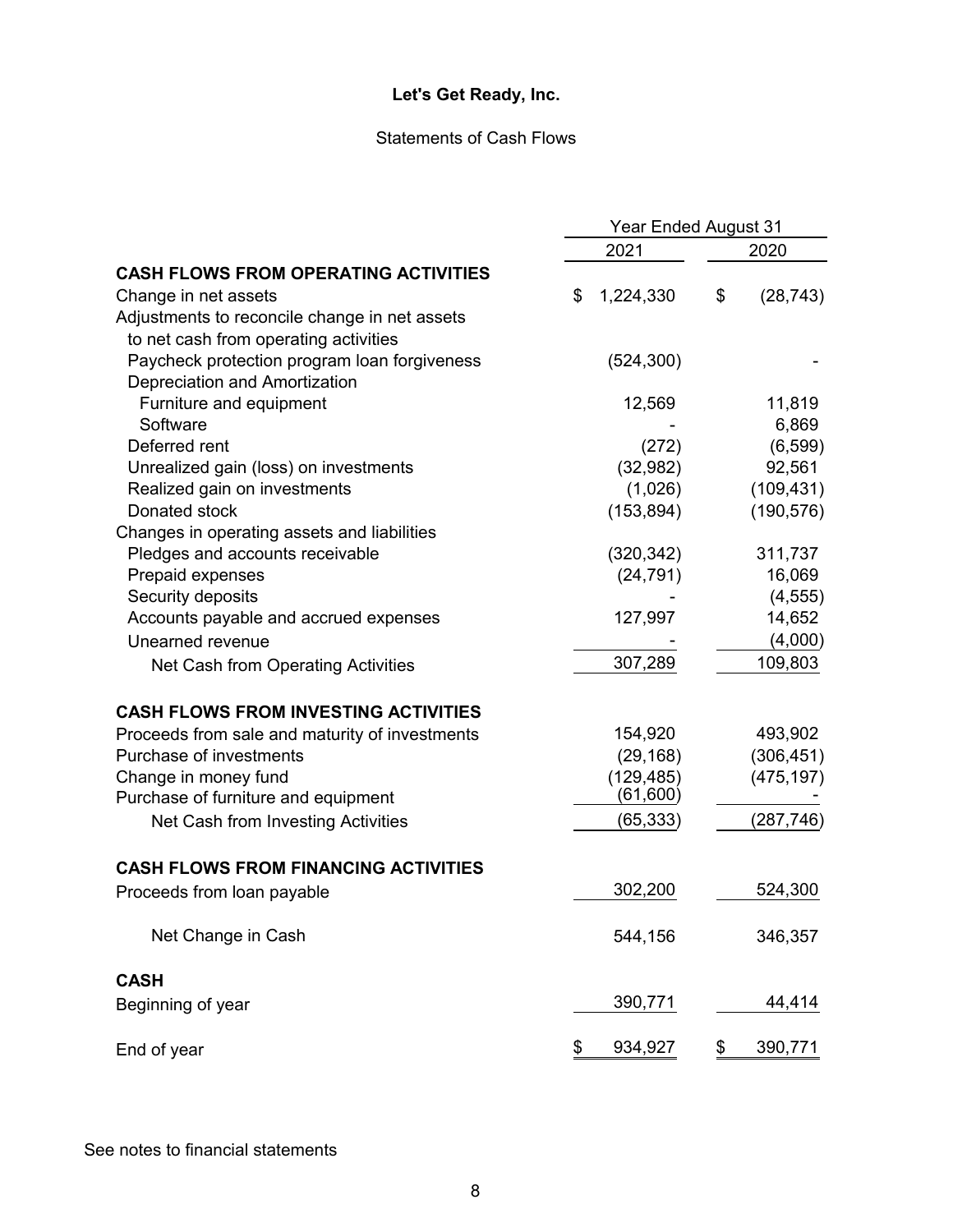**Let's Get Ready, Inc.**

Statements of Cash Flows

| | Year Ended August 31 | |
|---|---|---|
| | 2021 | 2020 |
| **CASH FLOWS FROM OPERATING ACTIVITIES** | | |
| Change in net assets | $ 1,224,330 | $ (28,743) |
| Adjustments to reconcile change in net assets to net cash from operating activities | | |
| Paycheck protection program loan forgiveness | (524,300) | - |
| Depreciation and Amortization | | |
| Furniture and equipment | 12,569 | 11,819 |
| Software | - | 6,869 |
| Deferred rent | (272) | (6,599) |
| Unrealized gain (loss) on investments | (32,982) | 92,561 |
| Realized gain on investments | (1,026) | (109,431) |
| Donated stock | (153,894) | (190,576) |
| Changes in operating assets and liabilities | | |
| Pledges and accounts receivable | (320,342) | 311,737 |
| Prepaid expenses | (24,791) | 16,069 |
| Security deposits | - | (4,555) |
| Accounts payable and accrued expenses | 127,997 | 14,652 |
| Unearned revenue | - | (4,000) |
| Net Cash from Operating Activities | 307,289 | 109,803 |
| **CASH FLOWS FROM INVESTING ACTIVITIES** | | |
| Proceeds from sale and maturity of investments | 154,920 | 493,902 |
| Purchase of investments | (29,168) | (306,451) |
| Change in money fund | (129,485) | (475,197) |
| Purchase of furniture and equipment | (61,600) | - |
| Net Cash from Investing Activities | (65,333) | (287,746) |
| **CASH FLOWS FROM FINANCING ACTIVITIES** | | |
| Proceeds from loan payable | 302,200 | 524,300 |
| Net Change in Cash | 544,156 | 346,357 |
| **CASH** | | |
| Beginning of year | 390,771 | 44,414 |
| End of year | $ 934,927 | $ 390,771 |

See notes to financial statements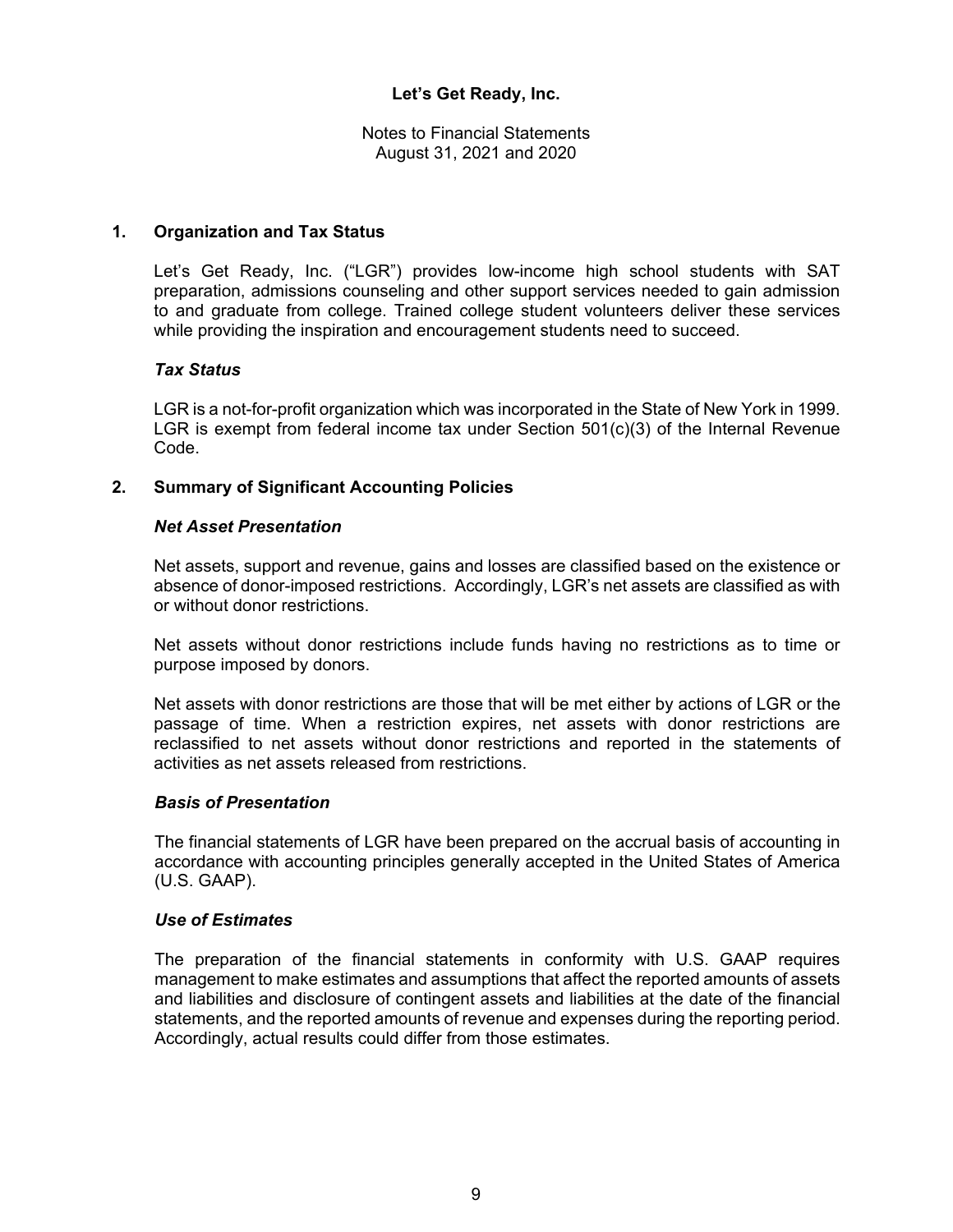**Let's Get Ready, Inc.**

Notes to Financial Statements
August 31, 2021 and 2020

## 1. Organization and Tax Status

Let's Get Ready, Inc. ("LGR") provides low-income high school students with SAT preparation, admissions counseling and other support services needed to gain admission to and graduate from college. Trained college student volunteers deliver these services while providing the inspiration and encouragement students need to succeed.

### *Tax Status*

LGR is a not-for-profit organization which was incorporated in the State of New York in 1999. LGR is exempt from federal income tax under Section 501(c)(3) of the Internal Revenue Code.

## 2. Summary of Significant Accounting Policies

### *Net Asset Presentation*

Net assets, support and revenue, gains and losses are classified based on the existence or absence of donor-imposed restrictions. Accordingly, LGR's net assets are classified as with or without donor restrictions.

Net assets without donor restrictions include funds having no restrictions as to time or purpose imposed by donors.

Net assets with donor restrictions are those that will be met either by actions of LGR or the passage of time. When a restriction expires, net assets with donor restrictions are reclassified to net assets without donor restrictions and reported in the statements of activities as net assets released from restrictions.

### *Basis of Presentation*

The financial statements of LGR have been prepared on the accrual basis of accounting in accordance with accounting principles generally accepted in the United States of America (U.S. GAAP).

### *Use of Estimates*

The preparation of the financial statements in conformity with U.S. GAAP requires management to make estimates and assumptions that affect the reported amounts of assets and liabilities and disclosure of contingent assets and liabilities at the date of the financial statements, and the reported amounts of revenue and expenses during the reporting period. Accordingly, actual results could differ from those estimates.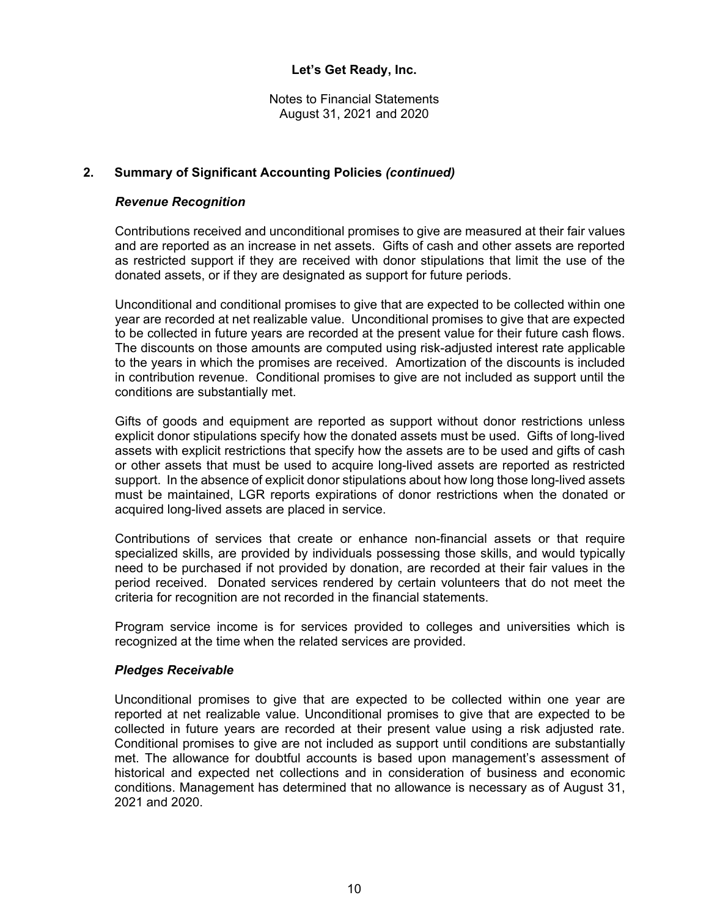## 2. Summary of Significant Accounting Policies *(continued)*

### *Revenue Recognition*

Contributions received and unconditional promises to give are measured at their fair values and are reported as an increase in net assets. Gifts of cash and other assets are reported as restricted support if they are received with donor stipulations that limit the use of the donated assets, or if they are designated as support for future periods.

Unconditional and conditional promises to give that are expected to be collected within one year are recorded at net realizable value. Unconditional promises to give that are expected to be collected in future years are recorded at the present value for their future cash flows. The discounts on those amounts are computed using risk-adjusted interest rate applicable to the years in which the promises are received. Amortization of the discounts is included in contribution revenue. Conditional promises to give are not included as support until the conditions are substantially met.

Gifts of goods and equipment are reported as support without donor restrictions unless explicit donor stipulations specify how the donated assets must be used. Gifts of long-lived assets with explicit restrictions that specify how the assets are to be used and gifts of cash or other assets that must be used to acquire long-lived assets are reported as restricted support. In the absence of explicit donor stipulations about how long those long-lived assets must be maintained, LGR reports expirations of donor restrictions when the donated or acquired long-lived assets are placed in service.

Contributions of services that create or enhance non-financial assets or that require specialized skills, are provided by individuals possessing those skills, and would typically need to be purchased if not provided by donation, are recorded at their fair values in the period received. Donated services rendered by certain volunteers that do not meet the criteria for recognition are not recorded in the financial statements.

Program service income is for services provided to colleges and universities which is recognized at the time when the related services are provided.

### *Pledges Receivable*

Unconditional promises to give that are expected to be collected within one year are reported at net realizable value. Unconditional promises to give that are expected to be collected in future years are recorded at their present value using a risk adjusted rate. Conditional promises to give are not included as support until conditions are substantially met. The allowance for doubtful accounts is based upon management's assessment of historical and expected net collections and in consideration of business and economic conditions. Management has determined that no allowance is necessary as of August 31, 2021 and 2020.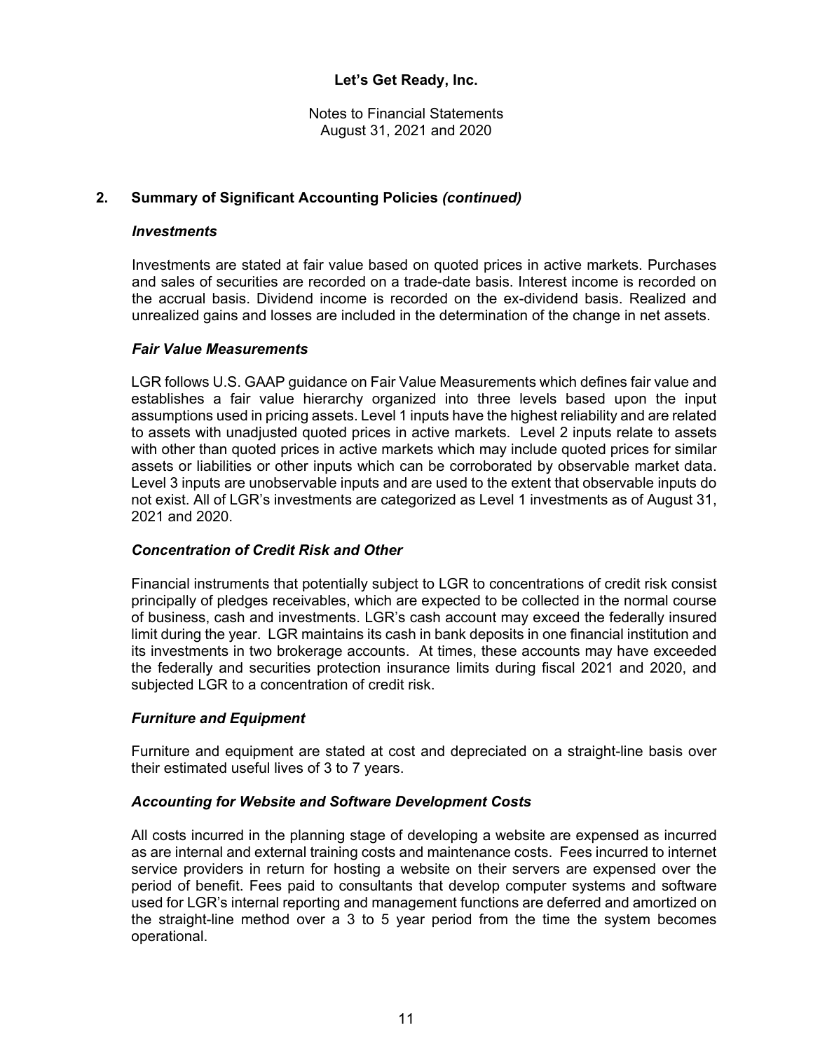## 2. Summary of Significant Accounting Policies *(continued)*

### *Investments*

Investments are stated at fair value based on quoted prices in active markets. Purchases and sales of securities are recorded on a trade-date basis. Interest income is recorded on the accrual basis. Dividend income is recorded on the ex-dividend basis. Realized and unrealized gains and losses are included in the determination of the change in net assets.

### *Fair Value Measurements*

LGR follows U.S. GAAP guidance on Fair Value Measurements which defines fair value and establishes a fair value hierarchy organized into three levels based upon the input assumptions used in pricing assets. Level 1 inputs have the highest reliability and are related to assets with unadjusted quoted prices in active markets. Level 2 inputs relate to assets with other than quoted prices in active markets which may include quoted prices for similar assets or liabilities or other inputs which can be corroborated by observable market data. Level 3 inputs are unobservable inputs and are used to the extent that observable inputs do not exist. All of LGR's investments are categorized as Level 1 investments as of August 31, 2021 and 2020.

### *Concentration of Credit Risk and Other*

Financial instruments that potentially subject to LGR to concentrations of credit risk consist principally of pledges receivables, which are expected to be collected in the normal course of business, cash and investments. LGR's cash account may exceed the federally insured limit during the year. LGR maintains its cash in bank deposits in one financial institution and its investments in two brokerage accounts. At times, these accounts may have exceeded the federally and securities protection insurance limits during fiscal 2021 and 2020, and subjected LGR to a concentration of credit risk.

### *Furniture and Equipment*

Furniture and equipment are stated at cost and depreciated on a straight-line basis over their estimated useful lives of 3 to 7 years.

### *Accounting for Website and Software Development Costs*

All costs incurred in the planning stage of developing a website are expensed as incurred as are internal and external training costs and maintenance costs. Fees incurred to internet service providers in return for hosting a website on their servers are expensed over the period of benefit. Fees paid to consultants that develop computer systems and software used for LGR's internal reporting and management functions are deferred and amortized on the straight-line method over a 3 to 5 year period from the time the system becomes operational.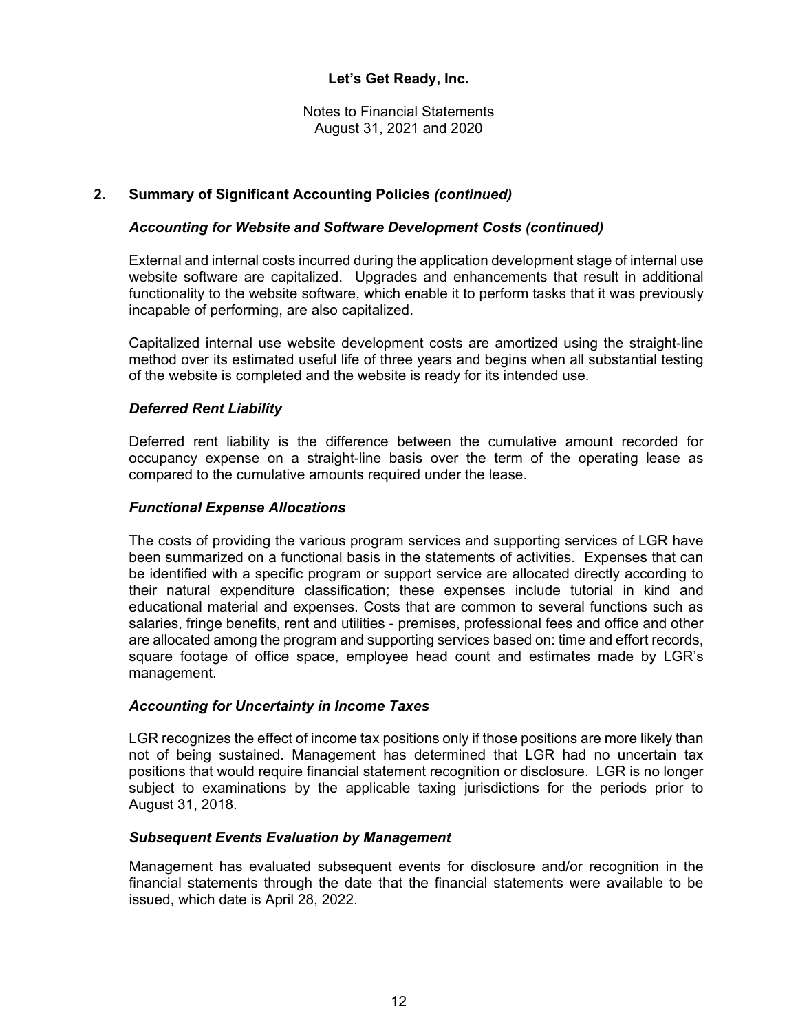## 2. Summary of Significant Accounting Policies *(continued)*

### *Accounting for Website and Software Development Costs (continued)*

External and internal costs incurred during the application development stage of internal use website software are capitalized. Upgrades and enhancements that result in additional functionality to the website software, which enable it to perform tasks that it was previously incapable of performing, are also capitalized.

Capitalized internal use website development costs are amortized using the straight-line method over its estimated useful life of three years and begins when all substantial testing of the website is completed and the website is ready for its intended use.

### *Deferred Rent Liability*

Deferred rent liability is the difference between the cumulative amount recorded for occupancy expense on a straight-line basis over the term of the operating lease as compared to the cumulative amounts required under the lease.

### *Functional Expense Allocations*

The costs of providing the various program services and supporting services of LGR have been summarized on a functional basis in the statements of activities. Expenses that can be identified with a specific program or support service are allocated directly according to their natural expenditure classification; these expenses include tutorial in kind and educational material and expenses. Costs that are common to several functions such as salaries, fringe benefits, rent and utilities - premises, professional fees and office and other are allocated among the program and supporting services based on: time and effort records, square footage of office space, employee head count and estimates made by LGR's management.

### *Accounting for Uncertainty in Income Taxes*

LGR recognizes the effect of income tax positions only if those positions are more likely than not of being sustained. Management has determined that LGR had no uncertain tax positions that would require financial statement recognition or disclosure. LGR is no longer subject to examinations by the applicable taxing jurisdictions for the periods prior to August 31, 2018.

### *Subsequent Events Evaluation by Management*

Management has evaluated subsequent events for disclosure and/or recognition in the financial statements through the date that the financial statements were available to be issued, which date is April 28, 2022.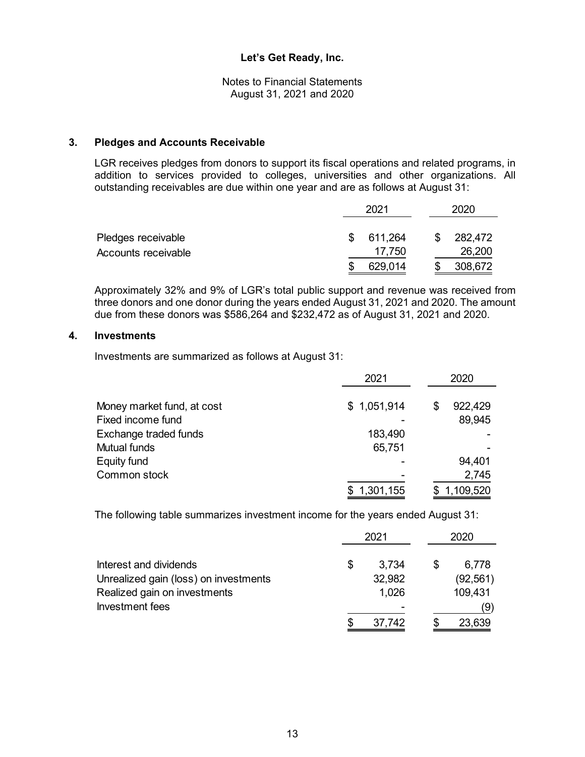## 3. Pledges and Accounts Receivable

LGR receives pledges from donors to support its fiscal operations and related programs, in addition to services provided to colleges, universities and other organizations. All outstanding receivables are due within one year and are as follows at August 31:

| | 2021 | 2020 |
|---|---|---|
| Pledges receivable | $ 611,264 | $ 282,472 |
| Accounts receivable | 17,750 | 26,200 |
| | $ 629,014 | $ 308,672 |

Approximately 32% and 9% of LGR's total public support and revenue was received from three donors and one donor during the years ended August 31, 2021 and 2020. The amount due from these donors was $586,264 and $232,472 as of August 31, 2021 and 2020.

## 4. Investments

Investments are summarized as follows at August 31:

| | 2021 | 2020 |
|---|---|---|
| Money market fund, at cost | $ 1,051,914 | $ 922,429 |
| Fixed income fund | - | 89,945 |
| Exchange traded funds | 183,490 | - |
| Mutual funds | 65,751 | - |
| Equity fund | - | 94,401 |
| Common stock | - | 2,745 |
| | $ 1,301,155 | $ 1,109,520 |

The following table summarizes investment income for the years ended August 31:

| | 2021 | 2020 |
|---|---|---|
| Interest and dividends | $ 3,734 | $ 6,778 |
| Unrealized gain (loss) on investments | 32,982 | (92,561) |
| Realized gain on investments | 1,026 | 109,431 |
| Investment fees | - | (9) |
| | $ 37,742 | $ 23,639 |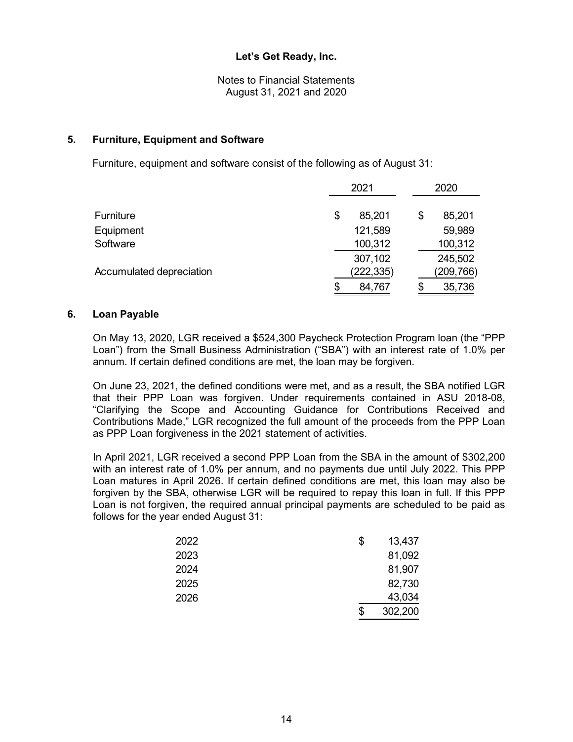**Let's Get Ready, Inc.**

Notes to Financial Statements
August 31, 2021 and 2020

## 5. Furniture, Equipment and Software

Furniture, equipment and software consist of the following as of August 31:

| | 2021 | 2020 |
|---|---|---|
| Furniture | $ 85,201 | $ 85,201 |
| Equipment | 121,589 | 59,989 |
| Software | 100,312 | 100,312 |
| | 307,102 | 245,502 |
| Accumulated depreciation | (222,335) | (209,766) |
| | $ 84,767 | $ 35,736 |

## 6. Loan Payable

On May 13, 2020, LGR received a $524,300 Paycheck Protection Program loan (the "PPP Loan") from the Small Business Administration ("SBA") with an interest rate of 1.0% per annum. If certain defined conditions are met, the loan may be forgiven.

On June 23, 2021, the defined conditions were met, and as a result, the SBA notified LGR that their PPP Loan was forgiven. Under requirements contained in ASU 2018-08, "Clarifying the Scope and Accounting Guidance for Contributions Received and Contributions Made," LGR recognized the full amount of the proceeds from the PPP Loan as PPP Loan forgiveness in the 2021 statement of activities.

In April 2021, LGR received a second PPP Loan from the SBA in the amount of $302,200 with an interest rate of 1.0% per annum, and no payments due until July 2022. This PPP Loan matures in April 2026. If certain defined conditions are met, this loan may also be forgiven by the SBA, otherwise LGR will be required to repay this loan in full. If this PPP Loan is not forgiven, the required annual principal payments are scheduled to be paid as follows for the year ended August 31:

| | |
|---|---|
| 2022 | $ 13,437 |
| 2023 | 81,092 |
| 2024 | 81,907 |
| 2025 | 82,730 |
| 2026 | 43,034 |
| | $ 302,200 |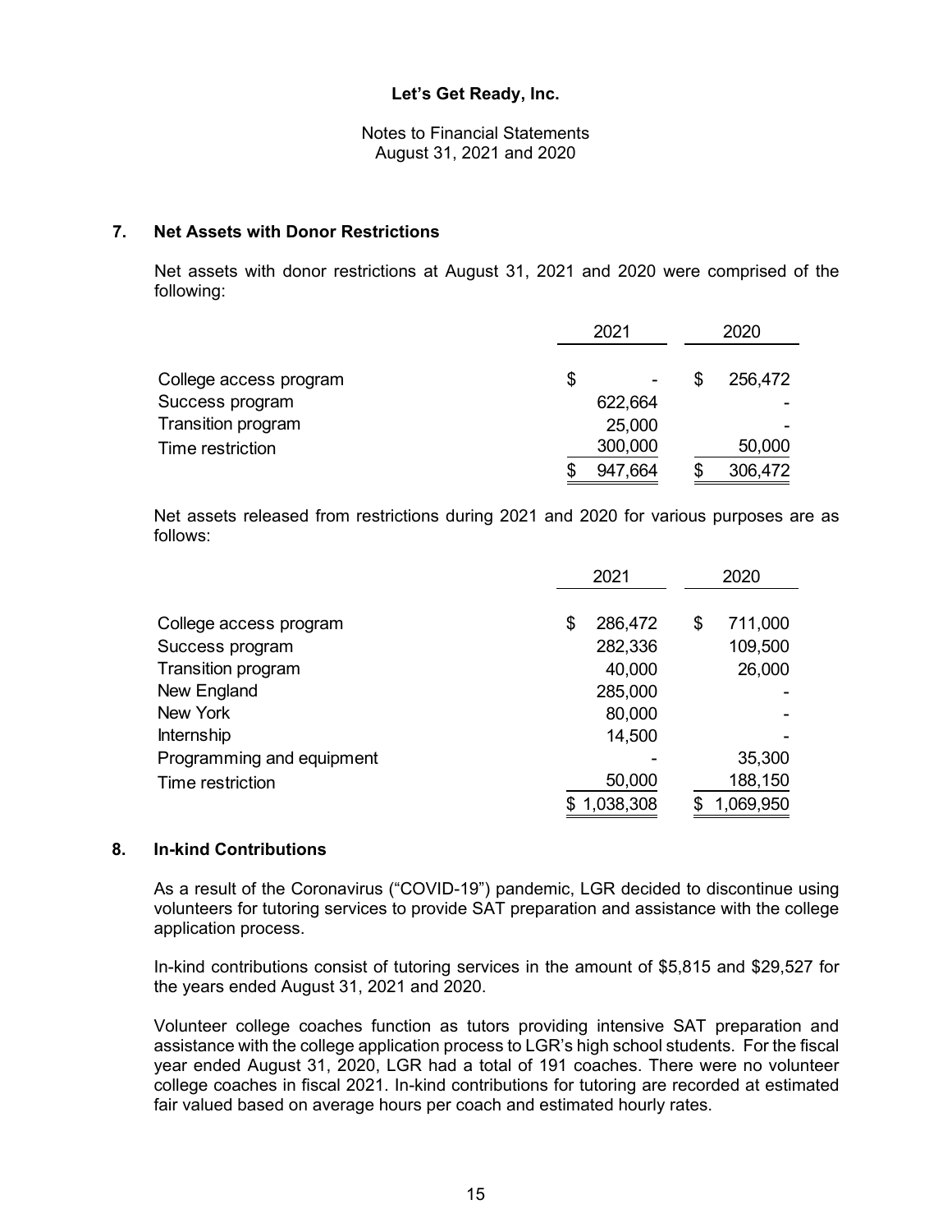**Let's Get Ready, Inc.**

Notes to Financial Statements
August 31, 2021 and 2020

## 7. Net Assets with Donor Restrictions

Net assets with donor restrictions at August 31, 2021 and 2020 were comprised of the following:

| | 2021 | 2020 |
|---|---|---|
| College access program | $ - | $ 256,472 |
| Success program | 622,664 | - |
| Transition program | 25,000 | - |
| Time restriction | 300,000 | 50,000 |
| | $ 947,664 | $ 306,472 |

Net assets released from restrictions during 2021 and 2020 for various purposes are as follows:

| | 2021 | 2020 |
|---|---|---|
| College access program | $ 286,472 | $ 711,000 |
| Success program | 282,336 | 109,500 |
| Transition program | 40,000 | 26,000 |
| New England | 285,000 | - |
| New York | 80,000 | - |
| Internship | 14,500 | - |
| Programming and equipment | - | 35,300 |
| Time restriction | 50,000 | 188,150 |
| | $ 1,038,308 | $ 1,069,950 |

## 8. In-kind Contributions

As a result of the Coronavirus ("COVID-19") pandemic, LGR decided to discontinue using volunteers for tutoring services to provide SAT preparation and assistance with the college application process.

In-kind contributions consist of tutoring services in the amount of $5,815 and $29,527 for the years ended August 31, 2021 and 2020.

Volunteer college coaches function as tutors providing intensive SAT preparation and assistance with the college application process to LGR's high school students. For the fiscal year ended August 31, 2020, LGR had a total of 191 coaches. There were no volunteer college coaches in fiscal 2021. In-kind contributions for tutoring are recorded at estimated fair valued based on average hours per coach and estimated hourly rates.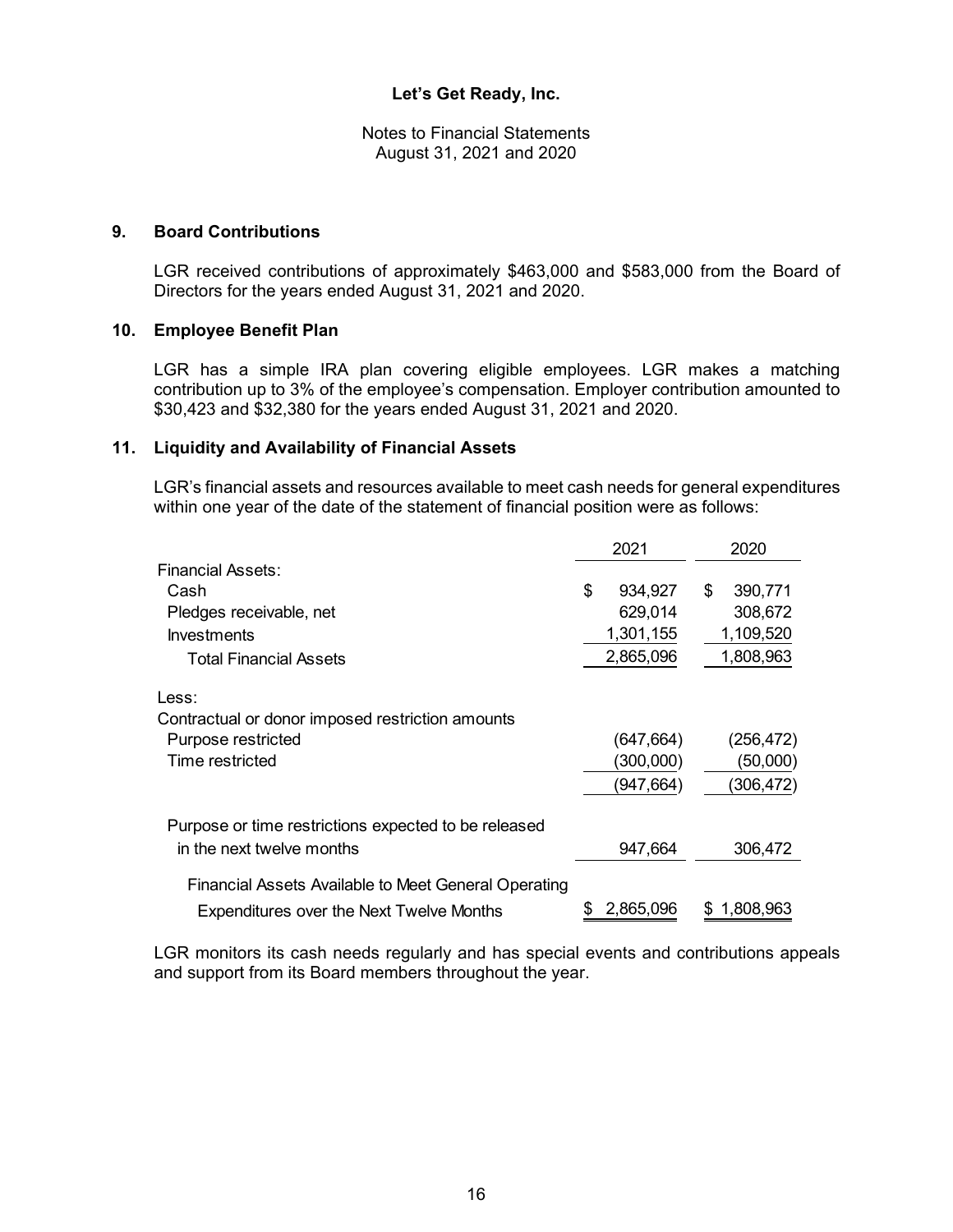# Let's Get Ready, Inc.

Notes to Financial Statements
August 31, 2021 and 2020

## 9. Board Contributions

LGR received contributions of approximately $463,000 and $583,000 from the Board of Directors for the years ended August 31, 2021 and 2020.

## 10. Employee Benefit Plan

LGR has a simple IRA plan covering eligible employees. LGR makes a matching contribution up to 3% of the employee's compensation. Employer contribution amounted to $30,423 and $32,380 for the years ended August 31, 2021 and 2020.

## 11. Liquidity and Availability of Financial Assets

LGR's financial assets and resources available to meet cash needs for general expenditures within one year of the date of the statement of financial position were as follows:

| | 2021 | 2020 |
|---|---|---|
| Financial Assets: | | |
| Cash | $ 934,927 | $ 390,771 |
| Pledges receivable, net | 629,014 | 308,672 |
| Investments | 1,301,155 | 1,109,520 |
| Total Financial Assets | 2,865,096 | 1,808,963 |
| Less: | | |
| Contractual or donor imposed restriction amounts | | |
| Purpose restricted | (647,664) | (256,472) |
| Time restricted | (300,000) | (50,000) |
| | (947,664) | (306,472) |
| Purpose or time restrictions expected to be released in the next twelve months | 947,664 | 306,472 |
| Financial Assets Available to Meet General Operating Expenditures over the Next Twelve Months | $ 2,865,096 | $ 1,808,963 |

LGR monitors its cash needs regularly and has special events and contributions appeals and support from its Board members throughout the year.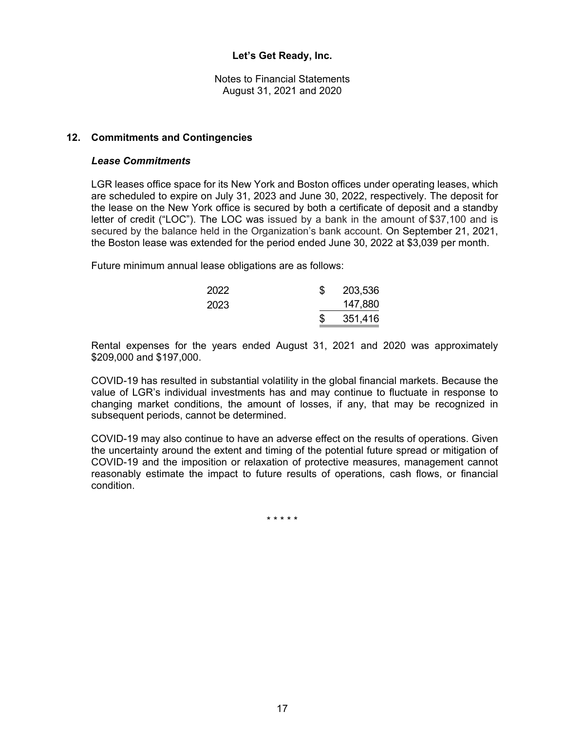**Let's Get Ready, Inc.**

Notes to Financial Statements
August 31, 2021 and 2020

## 12. Commitments and Contingencies

### *Lease Commitments*

LGR leases office space for its New York and Boston offices under operating leases, which are scheduled to expire on July 31, 2023 and June 30, 2022, respectively. The deposit for the lease on the New York office is secured by both a certificate of deposit and a standby letter of credit ("LOC"). The LOC was issued by a bank in the amount of $37,100 and is secured by the balance held in the Organization's bank account. On September 21, 2021, the Boston lease was extended for the period ended June 30, 2022 at $3,039 per month.

Future minimum annual lease obligations are as follows:

| | |
|---|---|
| 2022 | $ 203,536 |
| 2023 | 147,880 |
| | $ 351,416 |

Rental expenses for the years ended August 31, 2021 and 2020 was approximately $209,000 and $197,000.

COVID-19 has resulted in substantial volatility in the global financial markets. Because the value of LGR's individual investments has and may continue to fluctuate in response to changing market conditions, the amount of losses, if any, that may be recognized in subsequent periods, cannot be determined.

COVID-19 may also continue to have an adverse effect on the results of operations. Given the uncertainty around the extent and timing of the potential future spread or mitigation of COVID-19 and the imposition or relaxation of protective measures, management cannot reasonably estimate the impact to future results of operations, cash flows, or financial condition.

* * * * *